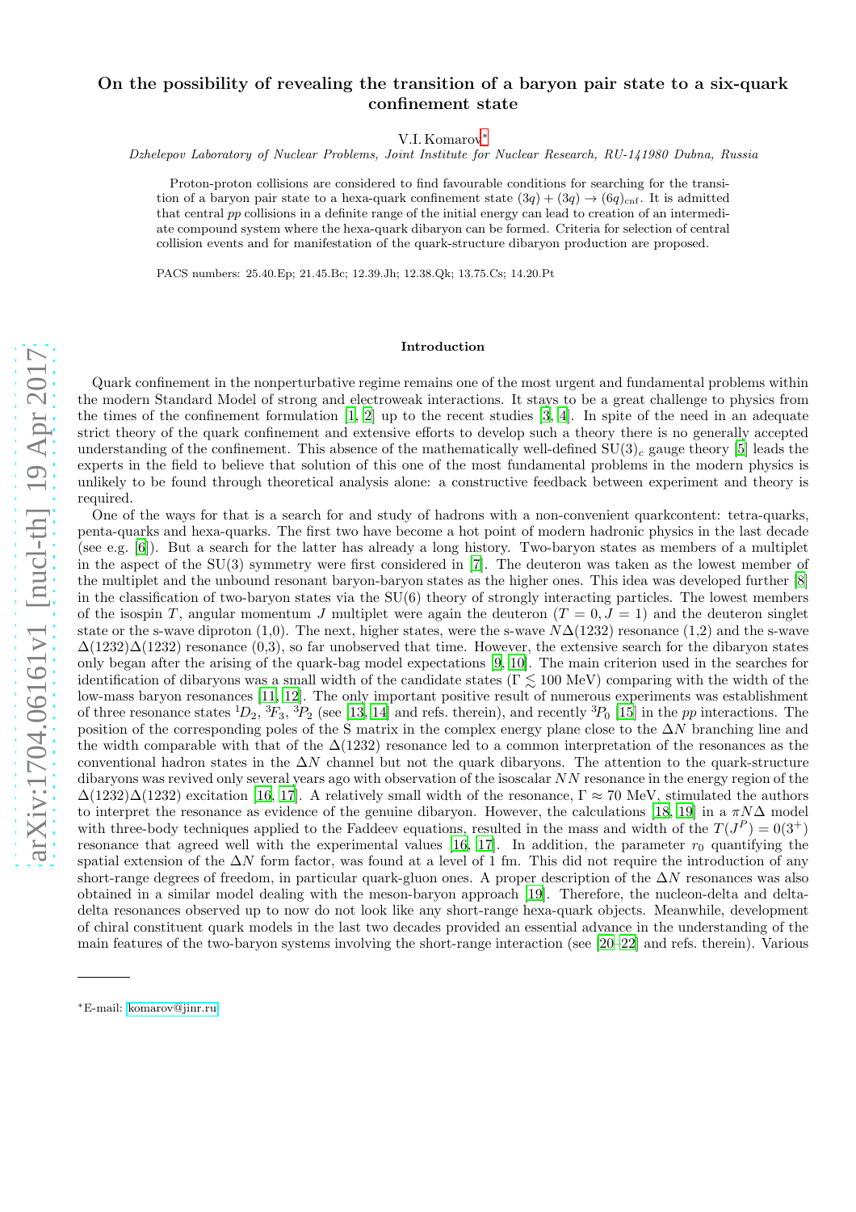# On the possibility of revealing the transition of a baryon pair state to a six-quark confinement state

V.I. Komarov[*]

*Dzhelepov Laboratory of Nuclear Problems, Joint Institute for Nuclear Research, RU-141980 Dubna, Russia*

Proton-proton collisions are considered to find favourable conditions for searching for the transition of a baryon pair state to a hexa-quark confinement state $(3q) + (3q) \to (6q)_{\rm cnf}$. It is admitted that central *pp* collisions in a definite range of the initial energy can lead to creation of an intermediate compound system where the hexa-quark dibaryon can be formed. Criteria for selection of central collision events and for manifestation of the quark-structure dibaryon production are proposed.

PACS numbers: 25.40.Ep; 21.45.Bc; 12.39.Jh; 12.38.Qk; 13.75.Cs; 14.20.Pt

## Introduction

Quark confinement in the nonperturbative regime remains one of the most urgent and fundamental problems within the modern Standard Model of strong and electroweak interactions. It stays to be a great challenge to physics from the times of the confinement formulation [1, 2] up to the recent studies [3, 4]. In spite of the need in an adequate strict theory of the quark confinement and extensive efforts to develop such a theory there is no generally accepted understanding of the confinement. This absence of the mathematically well-defined $\mathrm{SU}(3)_c$ gauge theory [5] leads the experts in the field to believe that solution of this one of the most fundamental problems in the modern physics is unlikely to be found through theoretical analysis alone: a constructive feedback between experiment and theory is required.

One of the ways for that is a search for and study of hadrons with a non-convenient quarkcontent: tetra-quarks, penta-quarks and hexa-quarks. The first two have become a hot point of modern hadronic physics in the last decade (see e.g. [6]). But a search for the latter has already a long history. Two-baryon states as members of a multiplet in the aspect of the SU(3) symmetry were first considered in [7]. The deuteron was taken as the lowest member of the multiplet and the unbound resonant baryon-baryon states as the higher ones. This idea was developed further [8] in the classification of two-baryon states via the SU(6) theory of strongly interacting particles. The lowest members of the isospin $T$, angular momentum $J$ multiplet were again the deuteron ($T = 0, J = 1$) and the deuteron singlet state or the s-wave diproton (1,0). The next, higher states, were the s-wave $N\Delta(1232)$ resonance (1,2) and the s-wave $\Delta(1232)\Delta(1232)$ resonance (0,3), so far unobserved that time. However, the extensive search for the dibaryon states only began after the arising of the quark-bag model expectations [9, 10]. The main criterion used in the searches for identification of dibaryons was a small width of the candidate states ($\Gamma \lesssim 100$ MeV) comparing with the width of the low-mass baryon resonances [11, 12]. The only important positive result of numerous experiments was establishment of three resonance states ${}^1D_2$, ${}^3F_3$, ${}^3P_2$ (see [13, 14] and refs. therein), and recently ${}^3P_0$ [15] in the *pp* interactions. The position of the corresponding poles of the S matrix in the complex energy plane close to the $\Delta N$ branching line and the width comparable with that of the $\Delta(1232)$ resonance led to a common interpretation of the resonances as the conventional hadron states in the $\Delta N$ channel but not the quark dibaryons. The attention to the quark-structure dibaryons was revived only several years ago with observation of the isoscalar $NN$ resonance in the energy region of the $\Delta(1232)\Delta(1232)$ excitation [16, 17]. A relatively small width of the resonance, $\Gamma \approx 70$ MeV, stimulated the authors to interpret the resonance as evidence of the genuine dibaryon. However, the calculations [18, 19] in a $\pi N\Delta$ model with three-body techniques applied to the Faddeev equations, resulted in the mass and width of the $T(J^P) = 0(3^+)$ resonance that agreed well with the experimental values [16, 17]. In addition, the parameter $r_0$ quantifying the spatial extension of the $\Delta N$ form factor, was found at a level of 1 fm. This did not require the introduction of any short-range degrees of freedom, in particular quark-gluon ones. A proper description of the $\Delta N$ resonances was also obtained in a similar model dealing with the meson-baryon approach [19]. Therefore, the nucleon-delta and delta-delta resonances observed up to now do not look like any short-range hexa-quark objects. Meanwhile, development of chiral constituent quark models in the last two decades provided an essential advance in the understanding of the main features of the two-baryon systems involving the short-range interaction (see [20–22] and refs. therein). Various

---

[*]E-mail: komarov@jinr.ru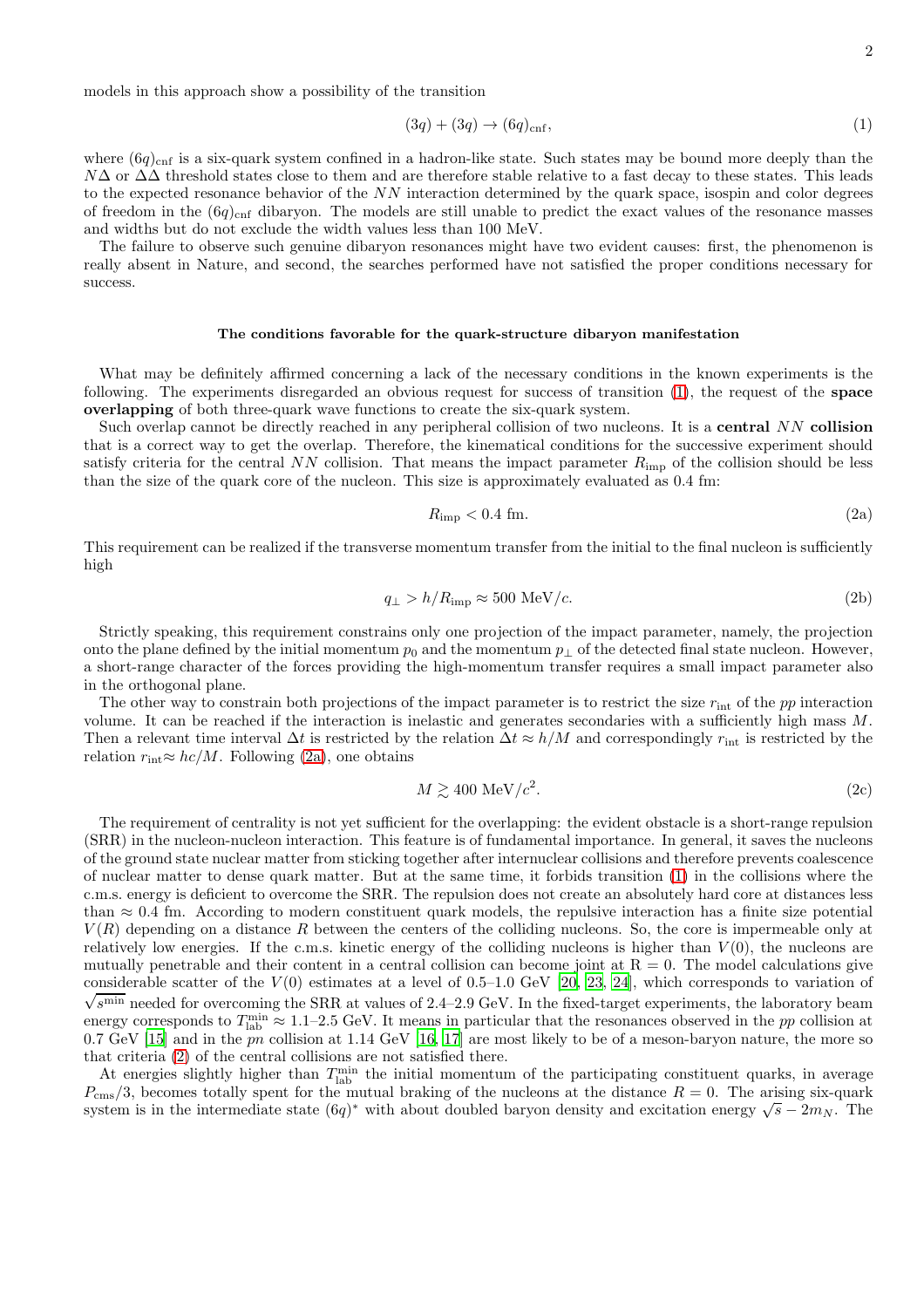models in this approach show a possibility of the transition

$$(3q) + (3q) \rightarrow (6q)_{\rm cnf}, \tag{1}$$

where $(6q)_{\rm cnf}$ is a six-quark system confined in a hadron-like state. Such states may be bound more deeply than the $N\Delta$ or $\Delta\Delta$ threshold states close to them and are therefore stable relative to a fast decay to these states. This leads to the expected resonance behavior of the $NN$ interaction determined by the quark space, isospin and color degrees of freedom in the $(6q)_{\rm cnf}$ dibaryon. The models are still unable to predict the exact values of the resonance masses and widths but do not exclude the width values less than 100 MeV.

The failure to observe such genuine dibaryon resonances might have two evident causes: first, the phenomenon is really absent in Nature, and second, the searches performed have not satisfied the proper conditions necessary for success.

### The conditions favorable for the quark-structure dibaryon manifestation

What may be definitely affirmed concerning a lack of the necessary conditions in the known experiments is the following. The experiments disregarded an obvious request for success of transition (1), the request of the **space overlapping** of both three-quark wave functions to create the six-quark system.

Such overlap cannot be directly reached in any peripheral collision of two nucleons. It is a **central** $NN$ **collision** that is a correct way to get the overlap. Therefore, the kinematical conditions for the successive experiment should satisfy criteria for the central $NN$ collision. That means the impact parameter $R_{\rm imp}$ of the collision should be less than the size of the quark core of the nucleon. This size is approximately evaluated as 0.4 fm:

$$R_{\rm imp} < 0.4 \text{ fm}. \tag{2a}$$

This requirement can be realized if the transverse momentum transfer from the initial to the final nucleon is sufficiently high

$$q_{\perp} > h/R_{\rm imp} \approx 500 \text{ MeV}/c. \tag{2b}$$

Strictly speaking, this requirement constrains only one projection of the impact parameter, namely, the projection onto the plane defined by the initial momentum $p_0$ and the momentum $p_{\perp}$ of the detected final state nucleon. However, a short-range character of the forces providing the high-momentum transfer requires a small impact parameter also in the orthogonal plane.

The other way to constrain both projections of the impact parameter is to restrict the size $r_{\rm int}$ of the $pp$ interaction volume. It can be reached if the interaction is inelastic and generates secondaries with a sufficiently high mass $M$. Then a relevant time interval $\Delta t$ is restricted by the relation $\Delta t \approx h/M$ and correspondingly $r_{\rm int}$ is restricted by the relation $r_{\rm int} \approx hc/M$. Following (2a), one obtains

$$M \gtrsim 400 \text{ MeV}/c^2. \tag{2c}$$

The requirement of centrality is not yet sufficient for the overlapping: the evident obstacle is a short-range repulsion (SRR) in the nucleon-nucleon interaction. This feature is of fundamental importance. In general, it saves the nucleons of the ground state nuclear matter from sticking together after internuclear collisions and therefore prevents coalescence of nuclear matter to dense quark matter. But at the same time, it forbids transition (1) in the collisions where the c.m.s. energy is deficient to overcome the SRR. The repulsion does not create an absolutely hard core at distances less than $\approx 0.4$ fm. According to modern constituent quark models, the repulsive interaction has a finite size potential $V(R)$ depending on a distance $R$ between the centers of the colliding nucleons. So, the core is impermeable only at relatively low energies. If the c.m.s. kinetic energy of the colliding nucleons is higher than $V(0)$, the nucleons are mutually penetrable and their content in a central collision can become joint at R = 0. The model calculations give considerable scatter of the $V(0)$ estimates at a level of 0.5–1.0 GeV [20, 23, 24], which corresponds to variation of $\sqrt{s^{\rm min}}$ needed for overcoming the SRR at values of 2.4–2.9 GeV. In the fixed-target experiments, the laboratory beam energy corresponds to $T_{\rm lab}^{\rm min} \approx 1.1$–$2.5$ GeV. It means in particular that the resonances observed in the $pp$ collision at 0.7 GeV [15] and in the $pn$ collision at 1.14 GeV [16, 17] are most likely to be of a meson-baryon nature, the more so that criteria (2) of the central collisions are not satisfied there.

At energies slightly higher than $T_{\rm lab}^{\rm min}$ the initial momentum of the participating constituent quarks, in average $P_{\rm cms}/3$, becomes totally spent for the mutual braking of the nucleons at the distance $R = 0$. The arising six-quark system is in the intermediate state $(6q)^*$ with about doubled baryon density and excitation energy $\sqrt{s} - 2m_N$. The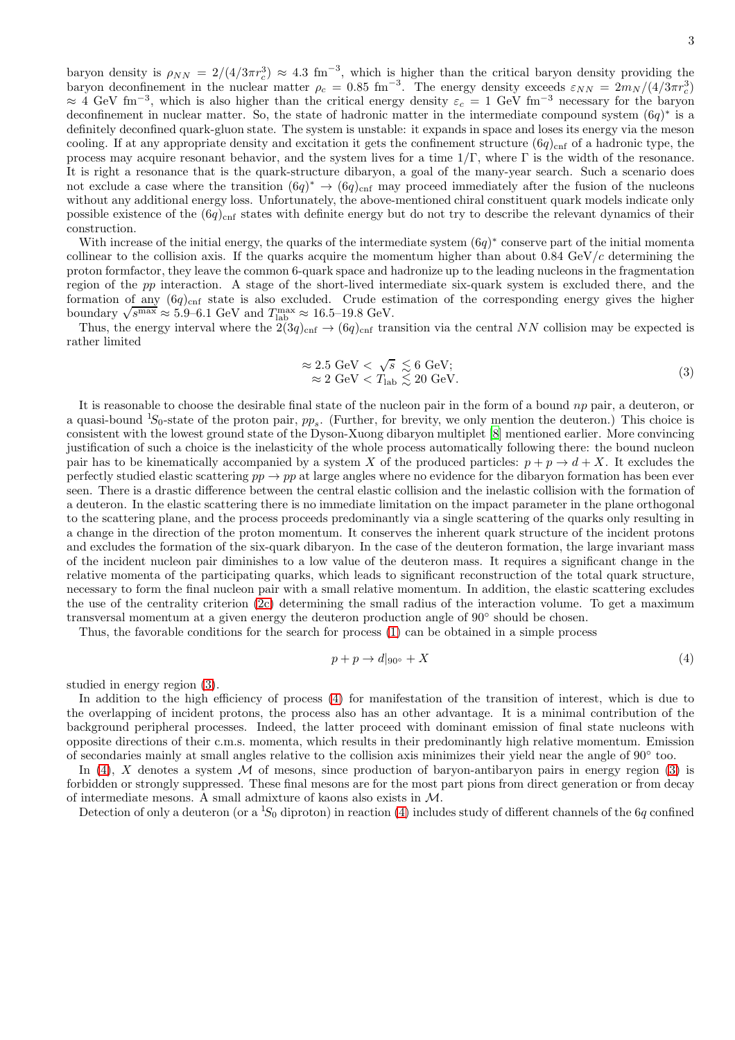baryon density is $\rho_{NN} = 2/(4/3\pi r_c^3) \approx 4.3$ fm$^{-3}$, which is higher than the critical baryon density providing the baryon deconfinement in the nuclear matter $\rho_c = 0.85$ fm$^{-3}$. The energy density exceeds $\varepsilon_{NN} = 2m_N/(4/3\pi r_c^3)$ $\approx 4$ GeV fm$^{-3}$, which is also higher than the critical energy density $\varepsilon_c = 1$ GeV fm$^{-3}$ necessary for the baryon deconfinement in nuclear matter. So, the state of hadronic matter in the intermediate compound system $(6q)^*$ is a definitely deconfined quark-gluon state. The system is unstable: it expands in space and loses its energy via the meson cooling. If at any appropriate density and excitation it gets the confinement structure $(6q)_{\rm cnf}$ of a hadronic type, the process may acquire resonant behavior, and the system lives for a time $1/\Gamma$, where $\Gamma$ is the width of the resonance. It is right a resonance that is the quark-structure dibaryon, a goal of the many-year search. Such a scenario does not exclude a case where the transition $(6q)^* \to (6q)_{\rm cnf}$ may proceed immediately after the fusion of the nucleons without any additional energy loss. Unfortunately, the above-mentioned chiral constituent quark models indicate only possible existence of the $(6q)_{\rm cnf}$ states with definite energy but do not try to describe the relevant dynamics of their construction.

With increase of the initial energy, the quarks of the intermediate system $(6q)^*$ conserve part of the initial momenta collinear to the collision axis. If the quarks acquire the momentum higher than about 0.84 GeV/$c$ determining the proton formfactor, they leave the common 6-quark space and hadronize up to the leading nucleons in the fragmentation region of the $pp$ interaction. A stage of the short-lived intermediate six-quark system is excluded there, and the formation of any $(6q)_{\rm cnf}$ state is also excluded. Crude estimation of the corresponding energy gives the higher boundary $\sqrt{s^{\rm max}} \approx 5.9$–$6.1$ GeV and $T_{\rm lab}^{\rm max} \approx 16.5$–$19.8$ GeV.

Thus, the energy interval where the $2(3q)_{\rm cnf} \to (6q)_{\rm cnf}$ transition via the central $NN$ collision may be expected is rather limited

$$
\begin{aligned}
\approx 2.5 \text{ GeV} < \sqrt{s} &\lesssim 6 \text{ GeV}; \\
\approx 2 \text{ GeV} < T_{\rm lab} &\lesssim 20 \text{ GeV}.
\end{aligned}
\tag{3}
$$

It is reasonable to choose the desirable final state of the nucleon pair in the form of a bound $np$ pair, a deuteron, or a quasi-bound ${}^1S_0$-state of the proton pair, $pp_s$. (Further, for brevity, we only mention the deuteron.) This choice is consistent with the lowest ground state of the Dyson-Xuong dibaryon multiplet [8] mentioned earlier. More convincing justification of such a choice is the inelasticity of the whole process automatically following there: the bound nucleon pair has to be kinematically accompanied by a system $X$ of the produced particles: $p + p \to d + X$. It excludes the perfectly studied elastic scattering $pp \to pp$ at large angles where no evidence for the dibaryon formation has been ever seen. There is a drastic difference between the central elastic collision and the inelastic collision with the formation of a deuteron. In the elastic scattering there is no immediate limitation on the impact parameter in the plane orthogonal to the scattering plane, and the process proceeds predominantly via a single scattering of the quarks only resulting in a change in the direction of the proton momentum. It conserves the inherent quark structure of the incident protons and excludes the formation of the six-quark dibaryon. In the case of the deuteron formation, the large invariant mass of the incident nucleon pair diminishes to a low value of the deuteron mass. It requires a significant change in the relative momenta of the participating quarks, which leads to significant reconstruction of the total quark structure, necessary to form the final nucleon pair with a small relative momentum. In addition, the elastic scattering excludes the use of the centrality criterion (2c) determining the small radius of the interaction volume. To get a maximum transversal momentum at a given energy the deuteron production angle of 90° should be chosen.

Thus, the favorable conditions for the search for process (1) can be obtained in a simple process

$$
p + p \to d|_{90^\circ} + X \tag{4}
$$

studied in energy region (3).

In addition to the high efficiency of process (4) for manifestation of the transition of interest, which is due to the overlapping of incident protons, the process also has an other advantage. It is a minimal contribution of the background peripheral processes. Indeed, the latter proceed with dominant emission of final state nucleons with opposite directions of their c.m.s. momenta, which results in their predominantly high relative momentum. Emission of secondaries mainly at small angles relative to the collision axis minimizes their yield near the angle of 90° too.

In (4), $X$ denotes a system $\mathcal{M}$ of mesons, since production of baryon-antibaryon pairs in energy region (3) is forbidden or strongly suppressed. These final mesons are for the most part pions from direct generation or from decay of intermediate mesons. A small admixture of kaons also exists in $\mathcal{M}$.

Detection of only a deuteron (or a ${}^1S_0$ diproton) in reaction (4) includes study of different channels of the $6q$ confined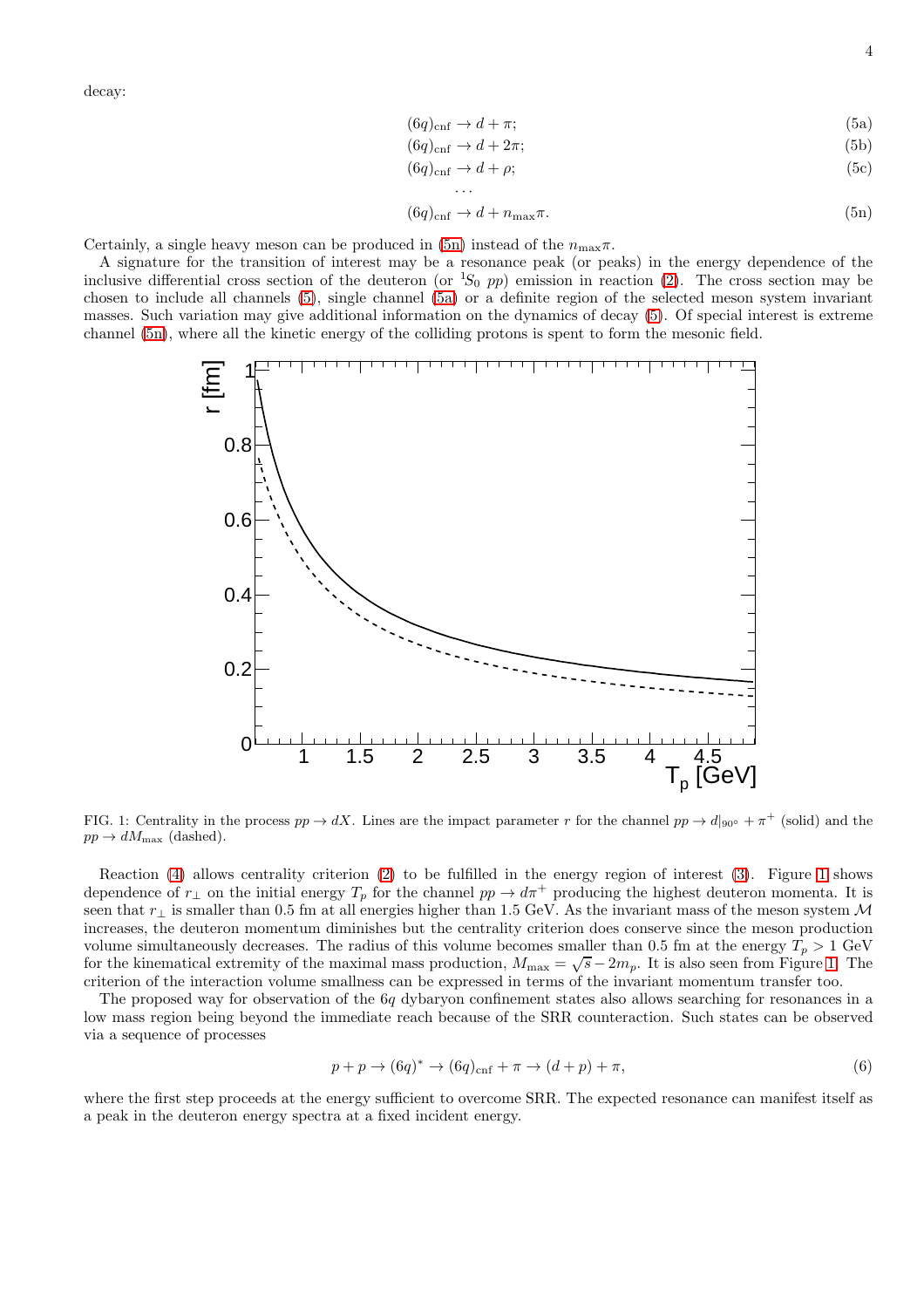decay:

$$(6q)_{\rm cnf} \to d + \pi; \tag{5a}$$

$$(6q)_{\rm cnf} \to d + 2\pi; \tag{5b}$$

$$(6q)_{\rm cnf} \to d + \rho; \tag{5c}$$

$$\cdots$$

$$(6q)_{\rm cnf} \to d + n_{\rm max}\pi. \tag{5n}$$

Certainly, a single heavy meson can be produced in (5n) instead of the $n_{\rm max}\pi$.

A signature for the transition of interest may be a resonance peak (or peaks) in the energy dependence of the inclusive differential cross section of the deuteron (or $^1S_0$ $pp$) emission in reaction (2). The cross section may be chosen to include all channels (5), single channel (5a) or a definite region of the selected meson system invariant masses. Such variation may give additional information on the dynamics of decay (5). Of special interest is extreme channel (5n), where all the kinetic energy of the colliding protons is spent to form the mesonic field.

r [fm]
1
0.8
0.6
0.4
0.2
0
1
1.5
2
2.5
3
3.5
4
4.5
$T_p$ [GeV]

FIG. 1: Centrality in the process $pp \to dX$. Lines are the impact parameter $r$ for the channel $pp \to d|_{90^\circ} + \pi^+$ (solid) and the $pp \to dM_{\rm max}$ (dashed).

Reaction (4) allows centrality criterion (2) to be fulfilled in the energy region of interest (3). Figure 1 shows dependence of $r_\perp$ on the initial energy $T_p$ for the channel $pp \to d\pi^+$ producing the highest deuteron momenta. It is seen that $r_\perp$ is smaller than 0.5 fm at all energies higher than 1.5 GeV. As the invariant mass of the meson system $\mathcal{M}$ increases, the deuteron momentum diminishes but the centrality criterion does conserve since the meson production volume simultaneously decreases. The radius of this volume becomes smaller than 0.5 fm at the energy $T_p > 1$ GeV for the kinematical extremity of the maximal mass production, $M_{\rm max} = \sqrt{s} - 2m_p$. It is also seen from Figure 1. The criterion of the interaction volume smallness can be expressed in terms of the invariant momentum transfer too.

The proposed way for observation of the $6q$ dybaryon confinement states also allows searching for resonances in a low mass region being beyond the immediate reach because of the SRR counteraction. Such states can be observed via a sequence of processes

$$p + p \to (6q)^* \to (6q)_{\rm cnf} + \pi \to (d + p) + \pi, \tag{6}$$

where the first step proceeds at the energy sufficient to overcome SRR. The expected resonance can manifest itself as a peak in the deuteron energy spectra at a fixed incident energy.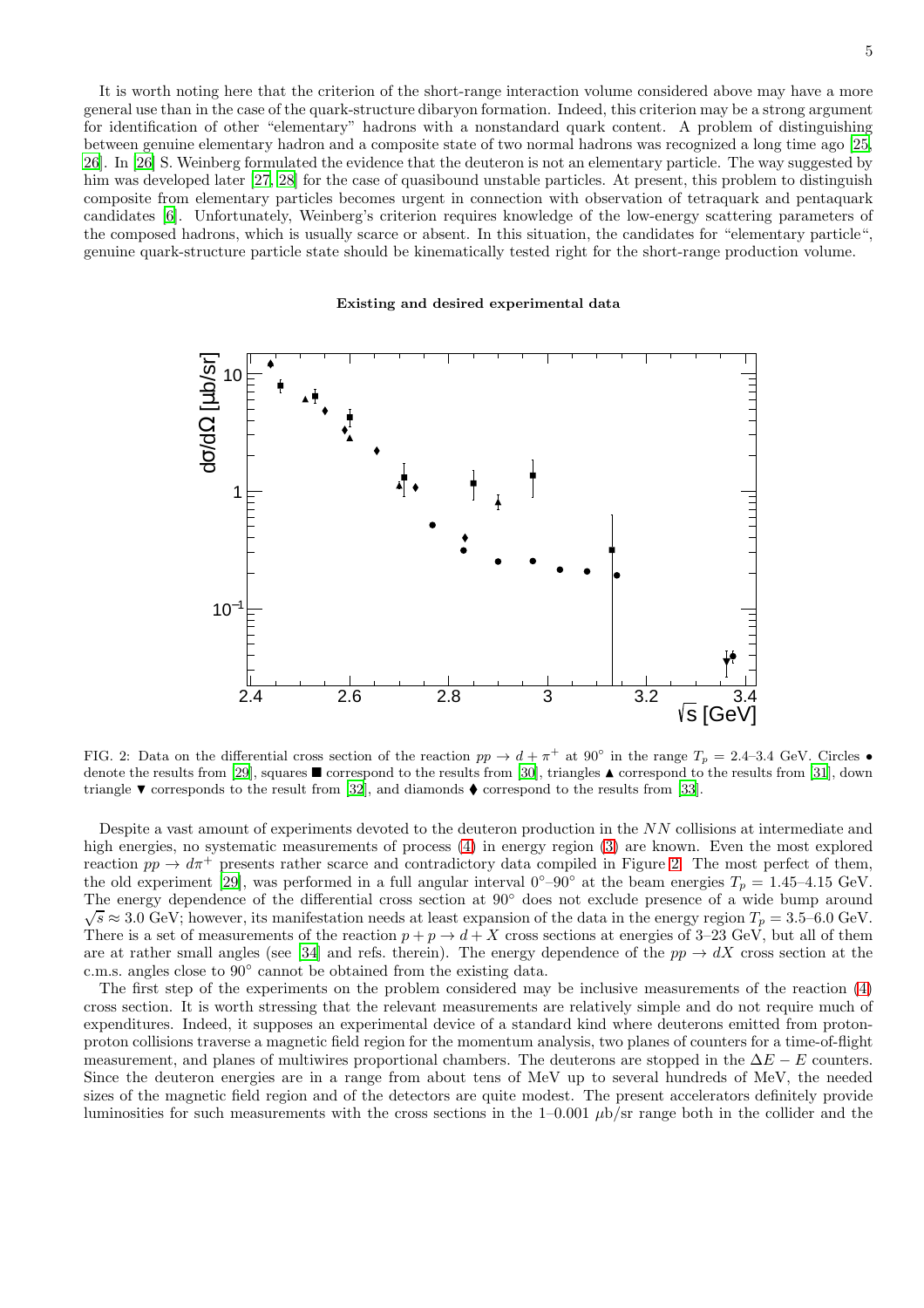It is worth noting here that the criterion of the short-range interaction volume considered above may have a more general use than in the case of the quark-structure dibaryon formation. Indeed, this criterion may be a strong argument for identification of other "elementary" hadrons with a nonstandard quark content. A problem of distinguishing between genuine elementary hadron and a composite state of two normal hadrons was recognized a long time ago [25, 26]. In [26] S. Weinberg formulated the evidence that the deuteron is not an elementary particle. The way suggested by him was developed later [27, 28] for the case of quasibound unstable particles. At present, this problem to distinguish composite from elementary particles becomes urgent in connection with observation of tetraquark and pentaquark candidates [6]. Unfortunately, Weinberg's criterion requires knowledge of the low-energy scattering parameters of the composed hadrons, which is usually scarce or absent. In this situation, the candidates for "elementary particle", genuine quark-structure particle state should be kinematically tested right for the short-range production volume.

### Existing and desired experimental data

dσ/dΩ [μb/sr]
10
1
$10^{-1}$
2.4
2.6
2.8
3
3.2
3.4
√s [GeV]

FIG. 2: Data on the differential cross section of the reaction $pp \to d + \pi^+$ at 90° in the range $T_p = 2.4$–3.4 GeV. Circles • denote the results from [29], squares ■ correspond to the results from [30], triangles ▲ correspond to the results from [31], down triangle ▼ corresponds to the result from [32], and diamonds ♦ correspond to the results from [33].

Despite a vast amount of experiments devoted to the deuteron production in the $NN$ collisions at intermediate and high energies, no systematic measurements of process (4) in energy region (3) are known. Even the most explored reaction $pp \to d\pi^+$ presents rather scarce and contradictory data compiled in Figure 2. The most perfect of them, the old experiment [29], was performed in a full angular interval 0°–90° at the beam energies $T_p = 1.45$–4.15 GeV. The energy dependence of the differential cross section at 90° does not exclude presence of a wide bump around $\sqrt{s} \approx 3.0$ GeV; however, its manifestation needs at least expansion of the data in the energy region $T_p = 3.5$–6.0 GeV. There is a set of measurements of the reaction $p + p \to d + X$ cross sections at energies of 3–23 GeV, but all of them are at rather small angles (see [34] and refs. therein). The energy dependence of the $pp \to dX$ cross section at the c.m.s. angles close to 90° cannot be obtained from the existing data.

The first step of the experiments on the problem considered may be inclusive measurements of the reaction (4) cross section. It is worth stressing that the relevant measurements are relatively simple and do not require much of expenditures. Indeed, it supposes an experimental device of a standard kind where deuterons emitted from proton-proton collisions traverse a magnetic field region for the momentum analysis, two planes of counters for a time-of-flight measurement, and planes of multiwires proportional chambers. The deuterons are stopped in the $\Delta E - E$ counters. Since the deuteron energies are in a range from about tens of MeV up to several hundreds of MeV, the needed sizes of the magnetic field region and of the detectors are quite modest. The present accelerators definitely provide luminosities for such measurements with the cross sections in the 1–0.001 $\mu$b/sr range both in the collider and the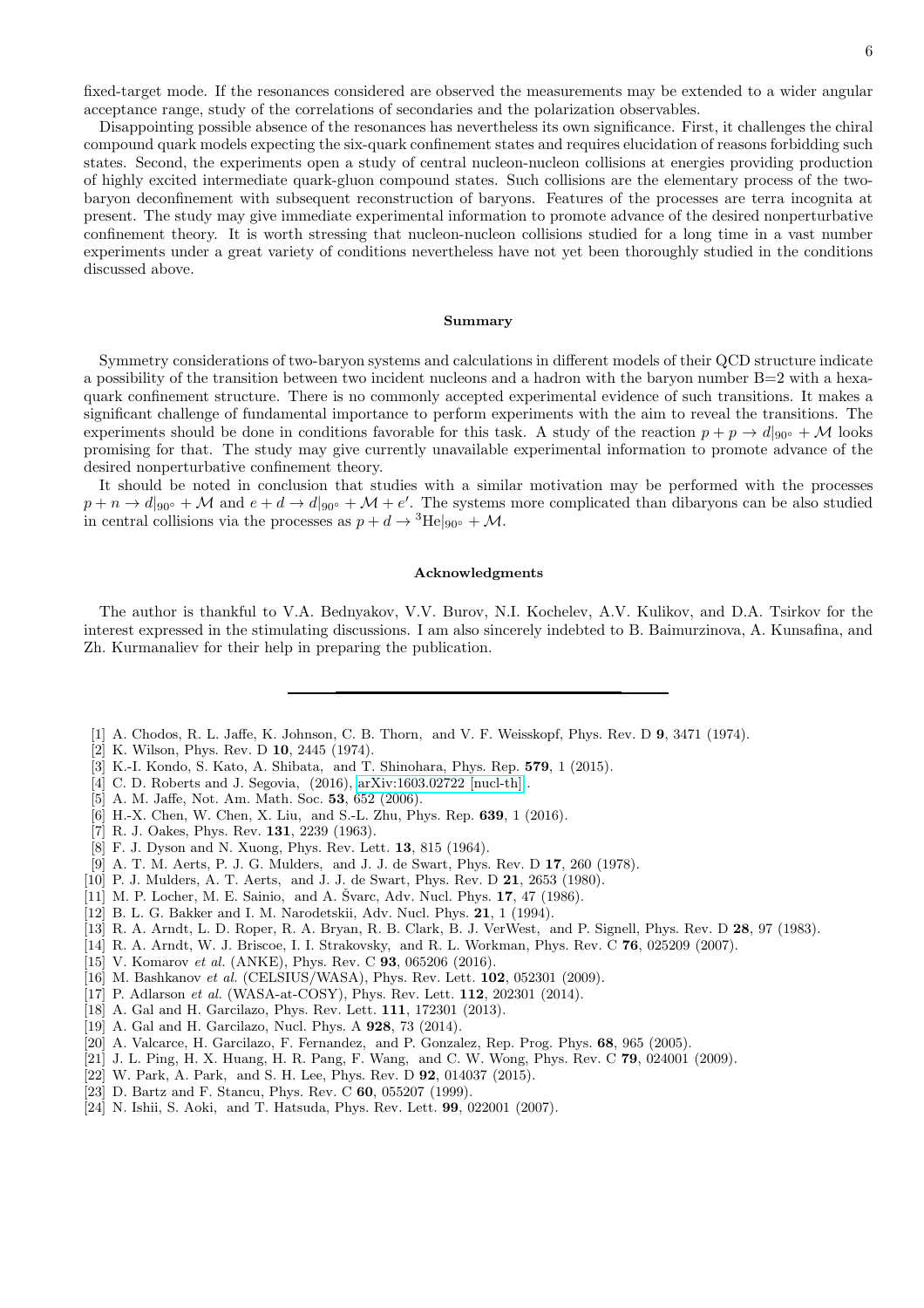fixed-target mode. If the resonances considered are observed the measurements may be extended to a wider angular acceptance range, study of the correlations of secondaries and the polarization observables.

Disappointing possible absence of the resonances has nevertheless its own significance. First, it challenges the chiral compound quark models expecting the six-quark confinement states and requires elucidation of reasons forbidding such states. Second, the experiments open a study of central nucleon-nucleon collisions at energies providing production of highly excited intermediate quark-gluon compound states. Such collisions are the elementary process of the two-baryon deconfinement with subsequent reconstruction of baryons. Features of the processes are terra incognita at present. The study may give immediate experimental information to promote advance of the desired nonperturbative confinement theory. It is worth stressing that nucleon-nucleon collisions studied for a long time in a vast number experiments under a great variety of conditions nevertheless have not yet been thoroughly studied in the conditions discussed above.

## Summary

Symmetry considerations of two-baryon systems and calculations in different models of their QCD structure indicate a possibility of the transition between two incident nucleons and a hadron with the baryon number B=2 with a hexaquark confinement structure. There is no commonly accepted experimental evidence of such transitions. It makes a significant challenge of fundamental importance to perform experiments with the aim to reveal the transitions. The experiments should be done in conditions favorable for this task. A study of the reaction $p + p \to d|_{90^\circ} + \mathcal{M}$ looks promising for that. The study may give currently unavailable experimental information to promote advance of the desired nonperturbative confinement theory.

It should be noted in conclusion that studies with a similar motivation may be performed with the processes $p + n \to d|_{90^\circ} + \mathcal{M}$ and $e + d \to d|_{90^\circ} + \mathcal{M} + e'$. The systems more complicated than dibaryons can be also studied in central collisions via the processes as $p + d \to {}^3\mathrm{He}|_{90^\circ} + \mathcal{M}$.

## Acknowledgments

The author is thankful to V.A. Bednyakov, V.V. Burov, N.I. Kochelev, A.V. Kulikov, and D.A. Tsirkov for the interest expressed in the stimulating discussions. I am also sincerely indebted to B. Baimurzinova, A. Kunsafina, and Zh. Kurmanaliev for their help in preparing the publication.

---

[1] A. Chodos, R. L. Jaffe, K. Johnson, C. B. Thorn, and V. F. Weisskopf, Phys. Rev. D **9**, 3471 (1974).
[2] K. Wilson, Phys. Rev. D **10**, 2445 (1974).
[3] K.-I. Kondo, S. Kato, A. Shibata, and T. Shinohara, Phys. Rep. **579**, 1 (2015).
[4] C. D. Roberts and J. Segovia, (2016), arXiv:1603.02722 [nucl-th].
[5] A. M. Jaffe, Not. Am. Math. Soc. **53**, 652 (2006).
[6] H.-X. Chen, W. Chen, X. Liu, and S.-L. Zhu, Phys. Rep. **639**, 1 (2016).
[7] R. J. Oakes, Phys. Rev. **131**, 2239 (1963).
[8] F. J. Dyson and N. Xuong, Phys. Rev. Lett. **13**, 815 (1964).
[9] A. T. M. Aerts, P. J. G. Mulders, and J. J. de Swart, Phys. Rev. D **17**, 260 (1978).
[10] P. J. Mulders, A. T. Aerts, and J. J. de Swart, Phys. Rev. D **21**, 2653 (1980).
[11] M. P. Locher, M. E. Sainio, and A. Švarc, Adv. Nucl. Phys. **17**, 47 (1986).
[12] B. L. G. Bakker and I. M. Narodetskii, Adv. Nucl. Phys. **21**, 1 (1994).
[13] R. A. Arndt, L. D. Roper, R. A. Bryan, R. B. Clark, B. J. VerWest, and P. Signell, Phys. Rev. D **28**, 97 (1983).
[14] R. A. Arndt, W. J. Briscoe, I. I. Strakovsky, and R. L. Workman, Phys. Rev. C **76**, 025209 (2007).
[15] V. Komarov *et al.* (ANKE), Phys. Rev. C **93**, 065206 (2016).
[16] M. Bashkanov *et al.* (CELSIUS/WASA), Phys. Rev. Lett. **102**, 052301 (2009).
[17] P. Adlarson *et al.* (WASA-at-COSY), Phys. Rev. Lett. **112**, 202301 (2014).
[18] A. Gal and H. Garcilazo, Phys. Rev. Lett. **111**, 172301 (2013).
[19] A. Gal and H. Garcilazo, Nucl. Phys. A **928**, 73 (2014).
[20] A. Valcarce, H. Garcilazo, F. Fernandez, and P. Gonzalez, Rep. Prog. Phys. **68**, 965 (2005).
[21] J. L. Ping, H. X. Huang, H. R. Pang, F. Wang, and C. W. Wong, Phys. Rev. C **79**, 024001 (2009).
[22] W. Park, A. Park, and S. H. Lee, Phys. Rev. D **92**, 014037 (2015).
[23] D. Bartz and F. Stancu, Phys. Rev. C **60**, 055207 (1999).
[24] N. Ishii, S. Aoki, and T. Hatsuda, Phys. Rev. Lett. **99**, 022001 (2007).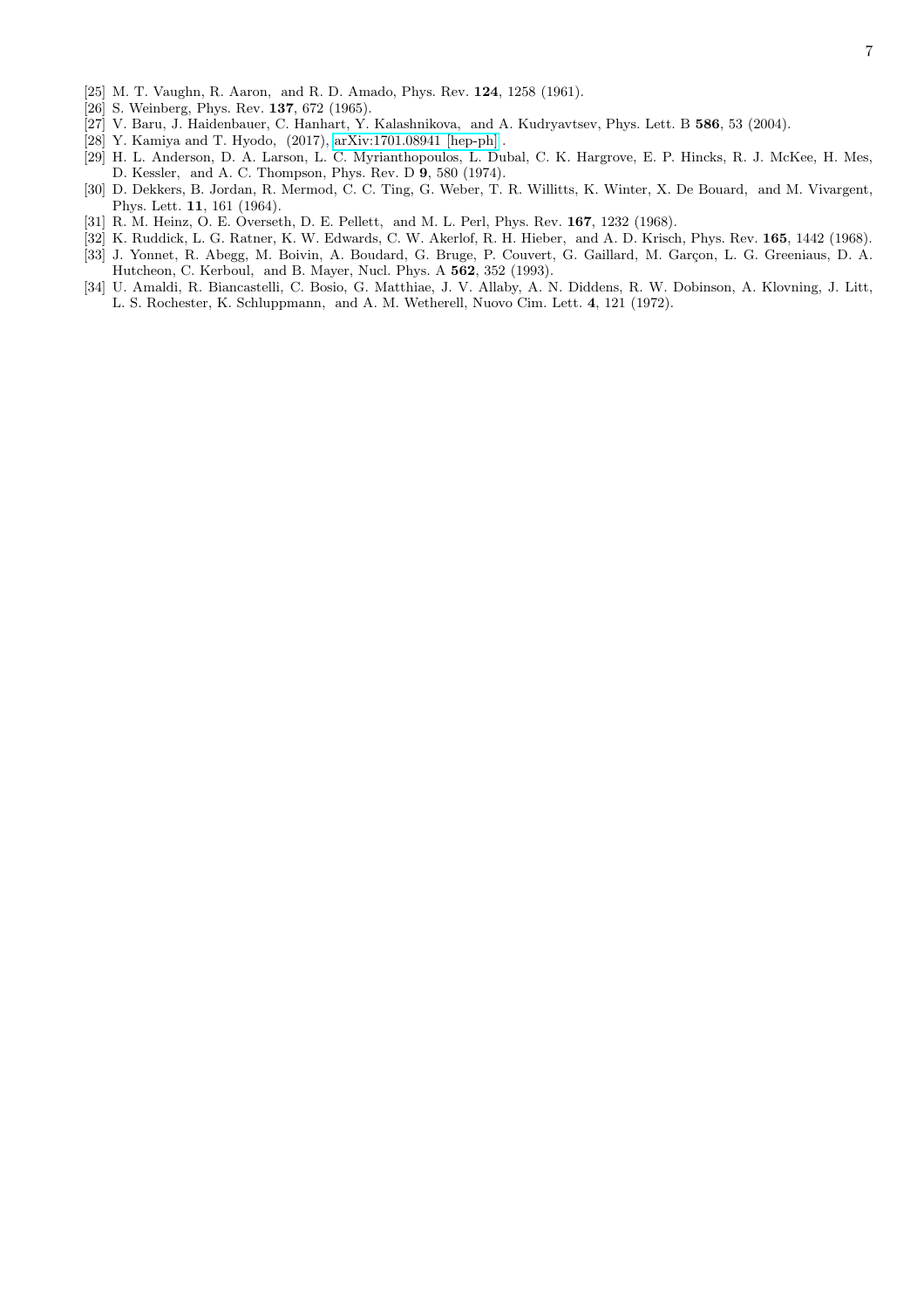[25] M. T. Vaughn, R. Aaron, and R. D. Amado, Phys. Rev. **124**, 1258 (1961).

[26] S. Weinberg, Phys. Rev. **137**, 672 (1965).

[27] V. Baru, J. Haidenbauer, C. Hanhart, Y. Kalashnikova, and A. Kudryavtsev, Phys. Lett. B **586**, 53 (2004).

[28] Y. Kamiya and T. Hyodo, (2017), arXiv:1701.08941 [hep-ph].

[29] H. L. Anderson, D. A. Larson, L. C. Myrianthopoulos, L. Dubal, C. K. Hargrove, E. P. Hincks, R. J. McKee, H. Mes, D. Kessler, and A. C. Thompson, Phys. Rev. D **9**, 580 (1974).

[30] D. Dekkers, B. Jordan, R. Mermod, C. C. Ting, G. Weber, T. R. Willitts, K. Winter, X. De Bouard, and M. Vivargent, Phys. Lett. **11**, 161 (1964).

[31] R. M. Heinz, O. E. Overseth, D. E. Pellett, and M. L. Perl, Phys. Rev. **167**, 1232 (1968).

[32] K. Ruddick, L. G. Ratner, K. W. Edwards, C. W. Akerlof, R. H. Hieber, and A. D. Krisch, Phys. Rev. **165**, 1442 (1968).

[33] J. Yonnet, R. Abegg, M. Boivin, A. Boudard, G. Bruge, P. Couvert, G. Gaillard, M. Garçon, L. G. Greeniaus, D. A. Hutcheon, C. Kerboul, and B. Mayer, Nucl. Phys. A **562**, 352 (1993).

[34] U. Amaldi, R. Biancastelli, C. Bosio, G. Matthiae, J. V. Allaby, A. N. Diddens, R. W. Dobinson, A. Klovning, J. Litt, L. S. Rochester, K. Schluppmann, and A. M. Wetherell, Nuovo Cim. Lett. **4**, 121 (1972).